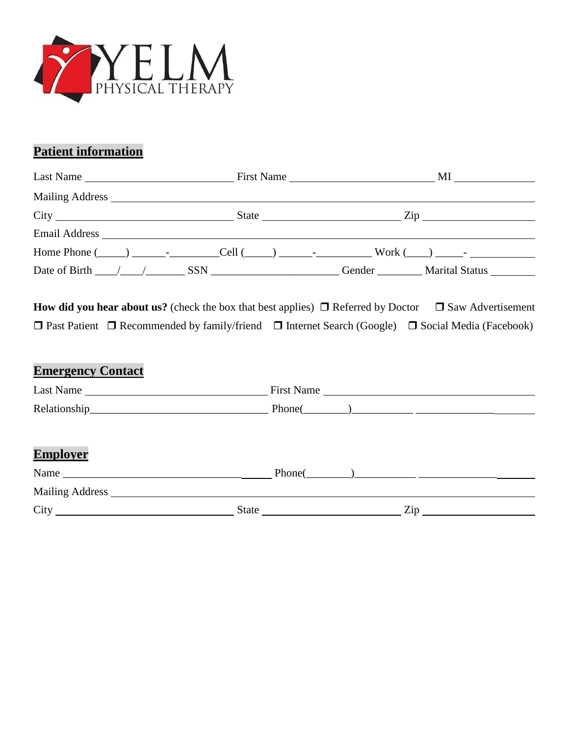YELM
PHYSICAL THERAPY

## Patient information

Last Name ____________________________ First Name ____________________________ MI ______________

Mailing Address ________________________________________________________________________________

City ________________________________ State __________________________ Zip ____________________

Email Address __________________________________________________________________________________

Home Phone (_____) ______-_________Cell (_____) ______-__________ Work (____) _____- ____________

Date of Birth ____/____/_______ SSN _______________________ Gender ________ Marital Status ________

**How did you hear about us?** (check the box that best applies) ❒ Referred by Doctor ❒ Saw Advertisement ❒ Past Patient ❒ Recommended by family/friend ❒ Internet Search (Google) ❒ Social Media (Facebook)

## Emergency Contact

Last Name _________________________________ First Name _______________________________________

Relationship________________________________ Phone(________)___________ ______________________

## Employer

Name _____________________________________ Phone(________)___________ ______________________

Mailing Address ________________________________________________________________________________

City ________________________________ State __________________________ Zip ____________________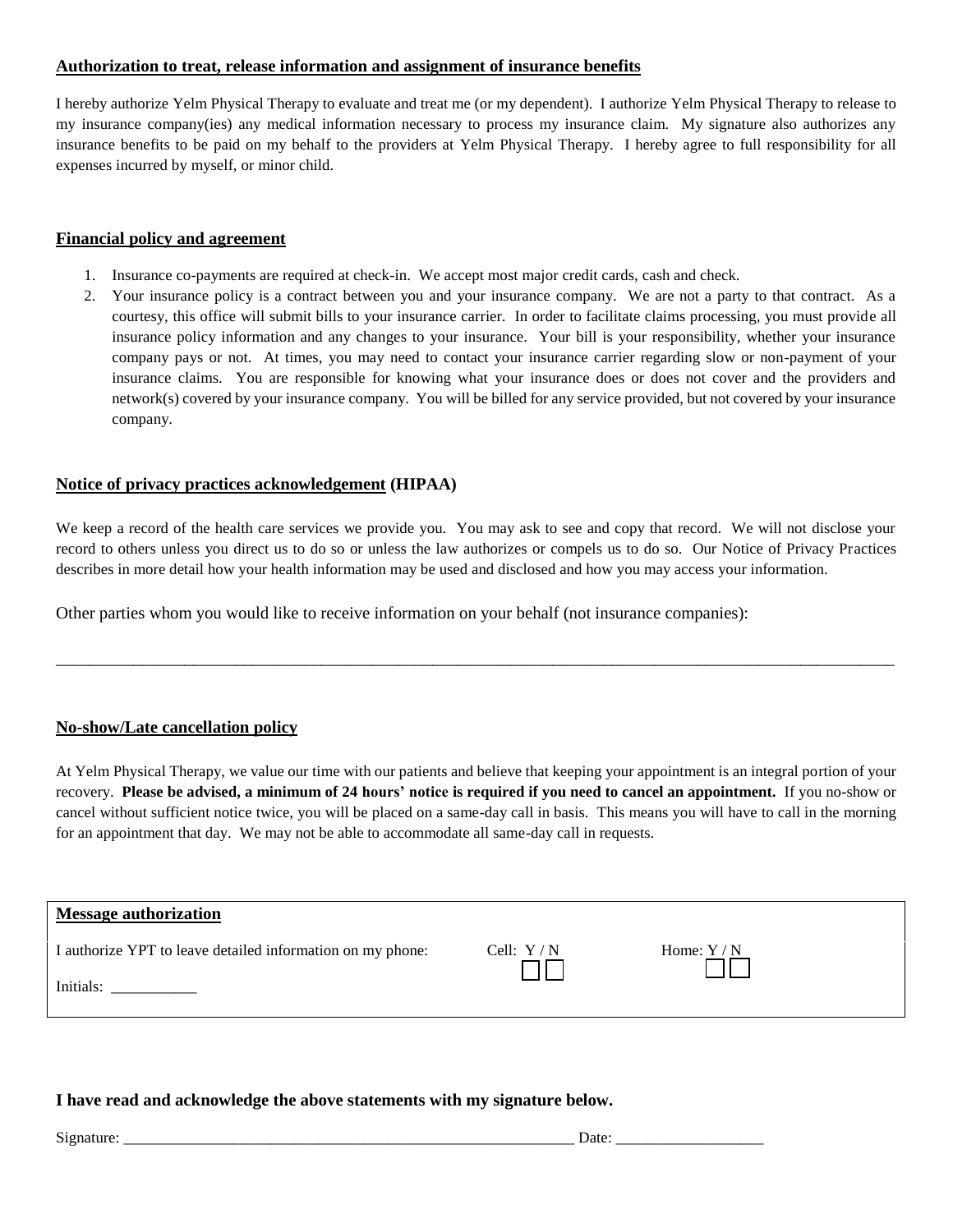**Authorization to treat, release information and assignment of insurance benefits**

I hereby authorize Yelm Physical Therapy to evaluate and treat me (or my dependent). I authorize Yelm Physical Therapy to release to my insurance company(ies) any medical information necessary to process my insurance claim. My signature also authorizes any insurance benefits to be paid on my behalf to the providers at Yelm Physical Therapy. I hereby agree to full responsibility for all expenses incurred by myself, or minor child.

**Financial policy and agreement**

1. Insurance co-payments are required at check-in. We accept most major credit cards, cash and check.
2. Your insurance policy is a contract between you and your insurance company. We are not a party to that contract. As a courtesy, this office will submit bills to your insurance carrier. In order to facilitate claims processing, you must provide all insurance policy information and any changes to your insurance. Your bill is your responsibility, whether your insurance company pays or not. At times, you may need to contact your insurance carrier regarding slow or non-payment of your insurance claims. You are responsible for knowing what your insurance does or does not cover and the providers and network(s) covered by your insurance company. You will be billed for any service provided, but not covered by your insurance company.

**Notice of privacy practices acknowledgement (HIPAA)**

We keep a record of the health care services we provide you. You may ask to see and copy that record. We will not disclose your record to others unless you direct us to do so or unless the law authorizes or compels us to do so. Our Notice of Privacy Practices describes in more detail how your health information may be used and disclosed and how you may access your information.

Other parties whom you would like to receive information on your behalf (not insurance companies):

\_\_\_\_\_\_\_\_\_\_\_\_\_\_\_\_\_\_\_\_\_\_\_\_\_\_\_\_\_\_\_\_\_\_\_\_\_\_\_\_\_\_\_\_\_\_\_\_\_\_\_\_\_\_\_\_\_\_\_\_\_\_\_\_\_\_\_\_\_\_\_\_\_\_\_\_

**No-show/Late cancellation policy**

At Yelm Physical Therapy, we value our time with our patients and believe that keeping your appointment is an integral portion of your recovery. **Please be advised, a minimum of 24 hours' notice is required if you need to cancel an appointment.** If you no-show or cancel without sufficient notice twice, you will be placed on a same-day call in basis. This means you will have to call in the morning for an appointment that day. We may not be able to accommodate all same-day call in requests.

**Message authorization**

I authorize YPT to leave detailed information on my phone: Cell: Y / N ☐☐ Home: Y / N ☐☐

Initials: \_\_\_\_\_\_\_\_\_\_\_

**I have read and acknowledge the above statements with my signature below.**

Signature: \_\_\_\_\_\_\_\_\_\_\_\_\_\_\_\_\_\_\_\_\_\_\_\_\_\_\_\_\_\_\_\_\_\_\_\_\_\_\_\_\_\_\_\_\_\_\_\_ Date: \_\_\_\_\_\_\_\_\_\_\_\_\_\_\_\_\_\_\_